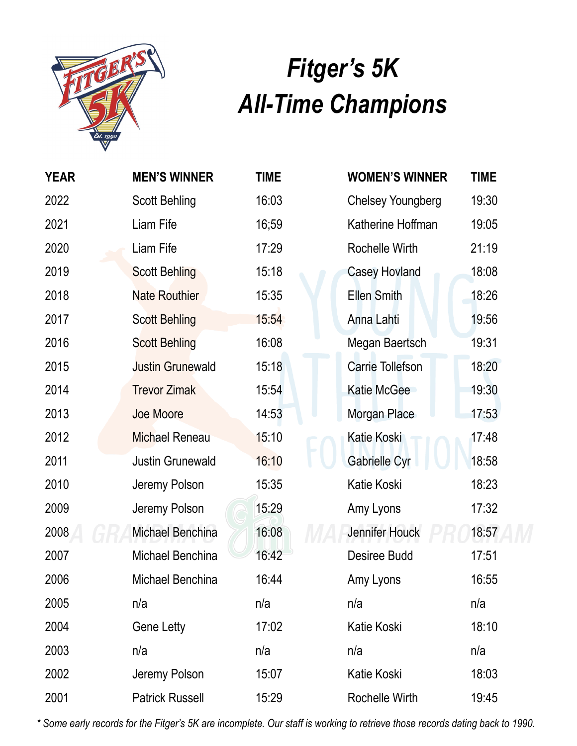# Fitger's 5K
# All-Time Champions

| YEAR | MEN'S WINNER | TIME | WOMEN'S WINNER | TIME |
|---|---|---|---|---|
| 2022 | Scott Behling | 16:03 | Chelsey Youngberg | 19:30 |
| 2021 | Liam Fife | 16;59 | Katherine Hoffman | 19:05 |
| 2020 | Liam Fife | 17:29 | Rochelle Wirth | 21:19 |
| 2019 | Scott Behling | 15:18 | Casey Hovland | 18:08 |
| 2018 | Nate Routhier | 15:35 | Ellen Smith | 18:26 |
| 2017 | Scott Behling | 15:54 | Anna Lahti | 19:56 |
| 2016 | Scott Behling | 16:08 | Megan Baertsch | 19:31 |
| 2015 | Justin Grunewald | 15:18 | Carrie Tollefson | 18:20 |
| 2014 | Trevor Zimak | 15:54 | Katie McGee | 19:30 |
| 2013 | Joe Moore | 14:53 | Morgan Place | 17:53 |
| 2012 | Michael Reneau | 15:10 | Katie Koski | 17:48 |
| 2011 | Justin Grunewald | 16:10 | Gabrielle Cyr | 18:58 |
| 2010 | Jeremy Polson | 15:35 | Katie Koski | 18:23 |
| 2009 | Jeremy Polson | 15:29 | Amy Lyons | 17:32 |
| 2008 | Michael Benchina | 16:08 | Jennifer Houck | 18:57 |
| 2007 | Michael Benchina | 16:42 | Desiree Budd | 17:51 |
| 2006 | Michael Benchina | 16:44 | Amy Lyons | 16:55 |
| 2005 | n/a | n/a | n/a | n/a |
| 2004 | Gene Letty | 17:02 | Katie Koski | 18:10 |
| 2003 | n/a | n/a | n/a | n/a |
| 2002 | Jeremy Polson | 15:07 | Katie Koski | 18:03 |
| 2001 | Patrick Russell | 15:29 | Rochelle Wirth | 19:45 |

*\* Some early records for the Fitger's 5K are incomplete. Our staff is working to retrieve those records dating back to 1990.*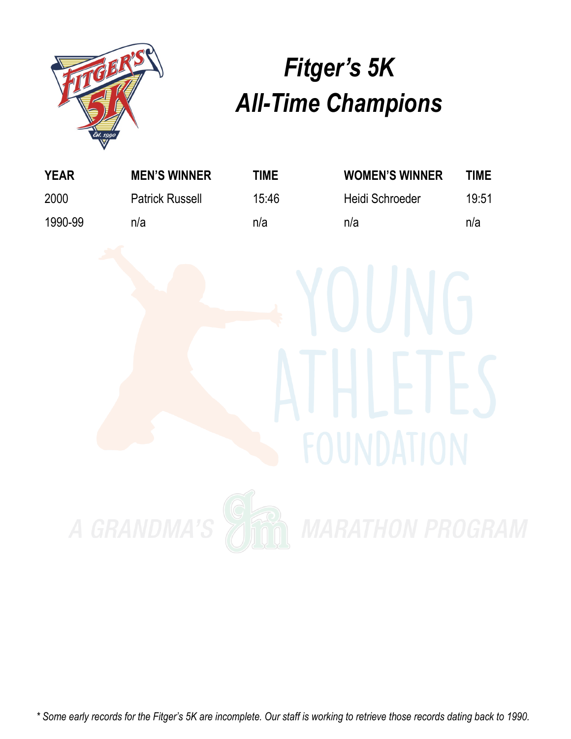# *Fitger's 5K*
# *All-Time Champions*

| YEAR | MEN'S WINNER | TIME | WOMEN'S WINNER | TIME |
|---|---|---|---|---|
| 2000 | Patrick Russell | 15:46 | Heidi Schroeder | 19:51 |
| 1990-99 | n/a | n/a | n/a | n/a |

*\* Some early records for the Fitger's 5K are incomplete. Our staff is working to retrieve those records dating back to 1990.*